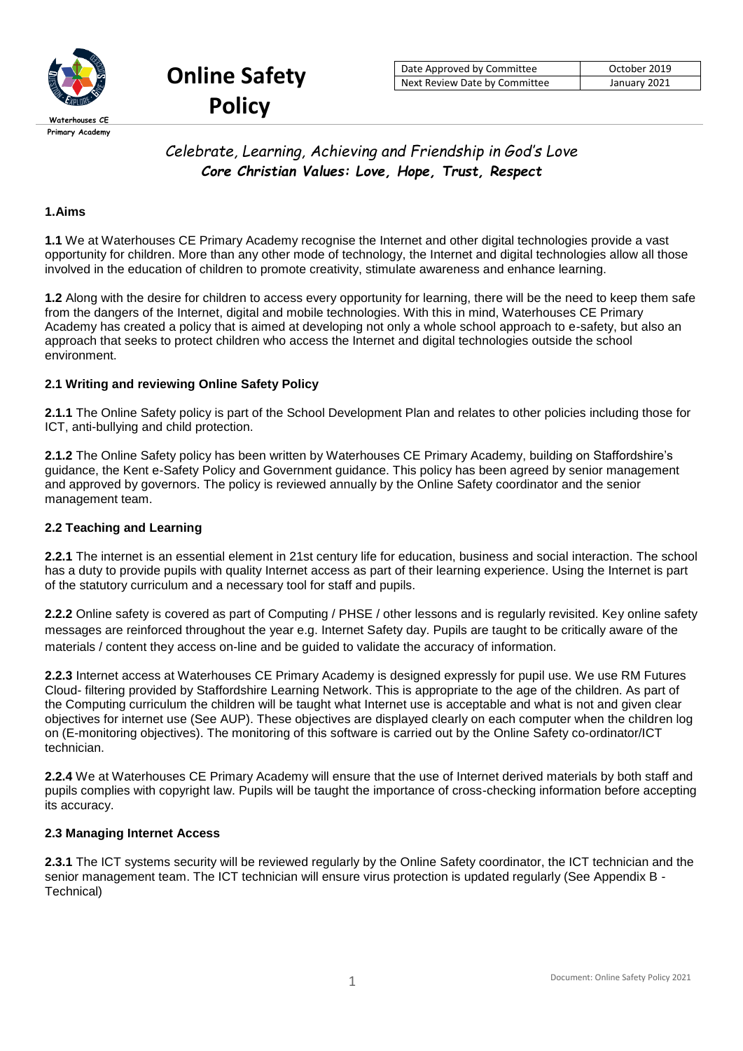Waterhouses CE Primary Academy

# Online Safety Policy

| Date Approved by Committee | October 2019 |
|---|---|
| Next Review Date by Committee | January 2021 |

*Celebrate, Learning, Achieving and Friendship in God's Love*
***Core Christian Values: Love, Hope, Trust, Respect***

### 1.Aims

**1.1** We at Waterhouses CE Primary Academy recognise the Internet and other digital technologies provide a vast opportunity for children. More than any other mode of technology, the Internet and digital technologies allow all those involved in the education of children to promote creativity, stimulate awareness and enhance learning.

**1.2** Along with the desire for children to access every opportunity for learning, there will be the need to keep them safe from the dangers of the Internet, digital and mobile technologies. With this in mind, Waterhouses CE Primary Academy has created a policy that is aimed at developing not only a whole school approach to e-safety, but also an approach that seeks to protect children who access the Internet and digital technologies outside the school environment.

### 2.1 Writing and reviewing Online Safety Policy

**2.1.1** The Online Safety policy is part of the School Development Plan and relates to other policies including those for ICT, anti-bullying and child protection.

**2.1.2** The Online Safety policy has been written by Waterhouses CE Primary Academy, building on Staffordshire's guidance, the Kent e-Safety Policy and Government guidance. This policy has been agreed by senior management and approved by governors. The policy is reviewed annually by the Online Safety coordinator and the senior management team.

### 2.2 Teaching and Learning

**2.2.1** The internet is an essential element in 21st century life for education, business and social interaction. The school has a duty to provide pupils with quality Internet access as part of their learning experience. Using the Internet is part of the statutory curriculum and a necessary tool for staff and pupils.

**2.2.2** Online safety is covered as part of Computing / PHSE / other lessons and is regularly revisited. Key online safety messages are reinforced throughout the year e.g. Internet Safety day. Pupils are taught to be critically aware of the materials / content they access on-line and be guided to validate the accuracy of information.

**2.2.3** Internet access at Waterhouses CE Primary Academy is designed expressly for pupil use. We use RM Futures Cloud- filtering provided by Staffordshire Learning Network. This is appropriate to the age of the children. As part of the Computing curriculum the children will be taught what Internet use is acceptable and what is not and given clear objectives for internet use (See AUP). These objectives are displayed clearly on each computer when the children log on (E-monitoring objectives). The monitoring of this software is carried out by the Online Safety co-ordinator/ICT technician.

**2.2.4** We at Waterhouses CE Primary Academy will ensure that the use of Internet derived materials by both staff and pupils complies with copyright law. Pupils will be taught the importance of cross-checking information before accepting its accuracy.

### 2.3 Managing Internet Access

**2.3.1** The ICT systems security will be reviewed regularly by the Online Safety coordinator, the ICT technician and the senior management team. The ICT technician will ensure virus protection is updated regularly (See Appendix B - Technical)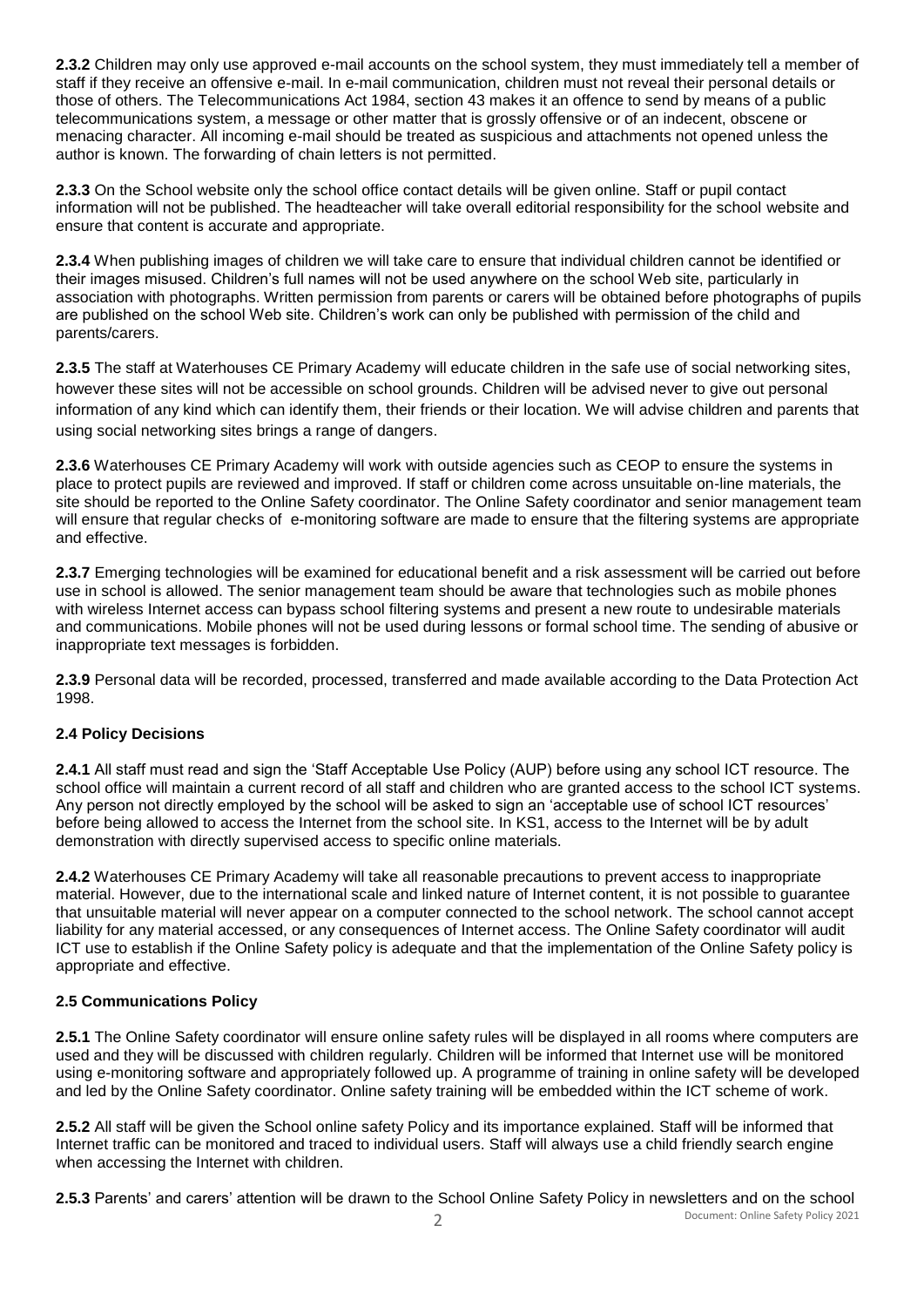**2.3.2** Children may only use approved e-mail accounts on the school system, they must immediately tell a member of staff if they receive an offensive e-mail. In e-mail communication, children must not reveal their personal details or those of others. The Telecommunications Act 1984, section 43 makes it an offence to send by means of a public telecommunications system, a message or other matter that is grossly offensive or of an indecent, obscene or menacing character. All incoming e-mail should be treated as suspicious and attachments not opened unless the author is known. The forwarding of chain letters is not permitted.

**2.3.3** On the School website only the school office contact details will be given online. Staff or pupil contact information will not be published. The headteacher will take overall editorial responsibility for the school website and ensure that content is accurate and appropriate.

**2.3.4** When publishing images of children we will take care to ensure that individual children cannot be identified or their images misused. Children's full names will not be used anywhere on the school Web site, particularly in association with photographs. Written permission from parents or carers will be obtained before photographs of pupils are published on the school Web site. Children's work can only be published with permission of the child and parents/carers.

**2.3.5** The staff at Waterhouses CE Primary Academy will educate children in the safe use of social networking sites, however these sites will not be accessible on school grounds. Children will be advised never to give out personal information of any kind which can identify them, their friends or their location. We will advise children and parents that using social networking sites brings a range of dangers.

**2.3.6** Waterhouses CE Primary Academy will work with outside agencies such as CEOP to ensure the systems in place to protect pupils are reviewed and improved. If staff or children come across unsuitable on-line materials, the site should be reported to the Online Safety coordinator. The Online Safety coordinator and senior management team will ensure that regular checks of e-monitoring software are made to ensure that the filtering systems are appropriate and effective.

**2.3.7** Emerging technologies will be examined for educational benefit and a risk assessment will be carried out before use in school is allowed. The senior management team should be aware that technologies such as mobile phones with wireless Internet access can bypass school filtering systems and present a new route to undesirable materials and communications. Mobile phones will not be used during lessons or formal school time. The sending of abusive or inappropriate text messages is forbidden.

**2.3.9** Personal data will be recorded, processed, transferred and made available according to the Data Protection Act 1998.

### 2.4 Policy Decisions

**2.4.1** All staff must read and sign the 'Staff Acceptable Use Policy (AUP) before using any school ICT resource. The school office will maintain a current record of all staff and children who are granted access to the school ICT systems. Any person not directly employed by the school will be asked to sign an 'acceptable use of school ICT resources' before being allowed to access the Internet from the school site. In KS1, access to the Internet will be by adult demonstration with directly supervised access to specific online materials.

**2.4.2** Waterhouses CE Primary Academy will take all reasonable precautions to prevent access to inappropriate material. However, due to the international scale and linked nature of Internet content, it is not possible to guarantee that unsuitable material will never appear on a computer connected to the school network. The school cannot accept liability for any material accessed, or any consequences of Internet access. The Online Safety coordinator will audit ICT use to establish if the Online Safety policy is adequate and that the implementation of the Online Safety policy is appropriate and effective.

### 2.5 Communications Policy

**2.5.1** The Online Safety coordinator will ensure online safety rules will be displayed in all rooms where computers are used and they will be discussed with children regularly. Children will be informed that Internet use will be monitored using e-monitoring software and appropriately followed up. A programme of training in online safety will be developed and led by the Online Safety coordinator. Online safety training will be embedded within the ICT scheme of work.

**2.5.2** All staff will be given the School online safety Policy and its importance explained. Staff will be informed that Internet traffic can be monitored and traced to individual users. Staff will always use a child friendly search engine when accessing the Internet with children.

**2.5.3** Parents' and carers' attention will be drawn to the School Online Safety Policy in newsletters and on the school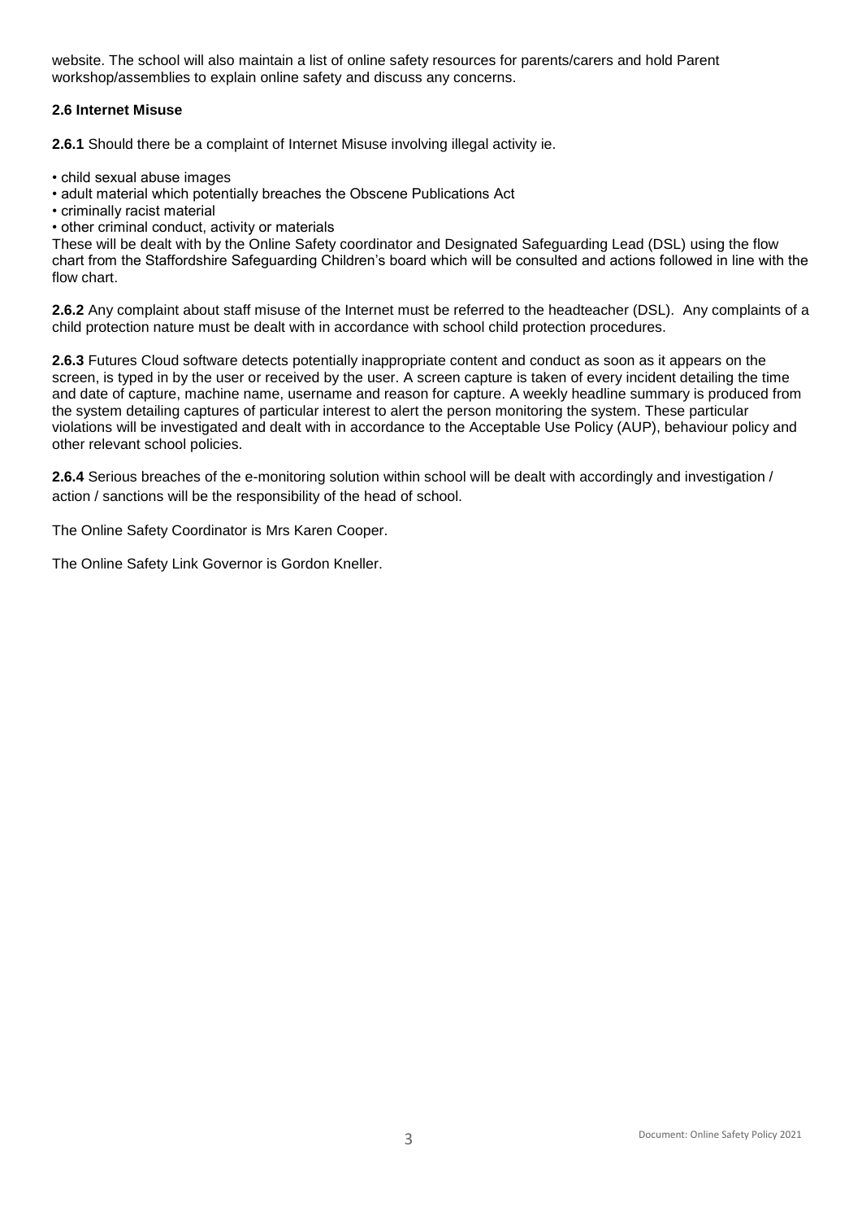website. The school will also maintain a list of online safety resources for parents/carers and hold Parent workshop/assemblies to explain online safety and discuss any concerns.

### 2.6 Internet Misuse

**2.6.1** Should there be a complaint of Internet Misuse involving illegal activity ie.

- child sexual abuse images
- adult material which potentially breaches the Obscene Publications Act
- criminally racist material
- other criminal conduct, activity or materials

These will be dealt with by the Online Safety coordinator and Designated Safeguarding Lead (DSL) using the flow chart from the Staffordshire Safeguarding Children's board which will be consulted and actions followed in line with the flow chart.

**2.6.2** Any complaint about staff misuse of the Internet must be referred to the headteacher (DSL). Any complaints of a child protection nature must be dealt with in accordance with school child protection procedures.

**2.6.3** Futures Cloud software detects potentially inappropriate content and conduct as soon as it appears on the screen, is typed in by the user or received by the user. A screen capture is taken of every incident detailing the time and date of capture, machine name, username and reason for capture. A weekly headline summary is produced from the system detailing captures of particular interest to alert the person monitoring the system. These particular violations will be investigated and dealt with in accordance to the Acceptable Use Policy (AUP), behaviour policy and other relevant school policies.

**2.6.4** Serious breaches of the e-monitoring solution within school will be dealt with accordingly and investigation / action / sanctions will be the responsibility of the head of school.

The Online Safety Coordinator is Mrs Karen Cooper.

The Online Safety Link Governor is Gordon Kneller.